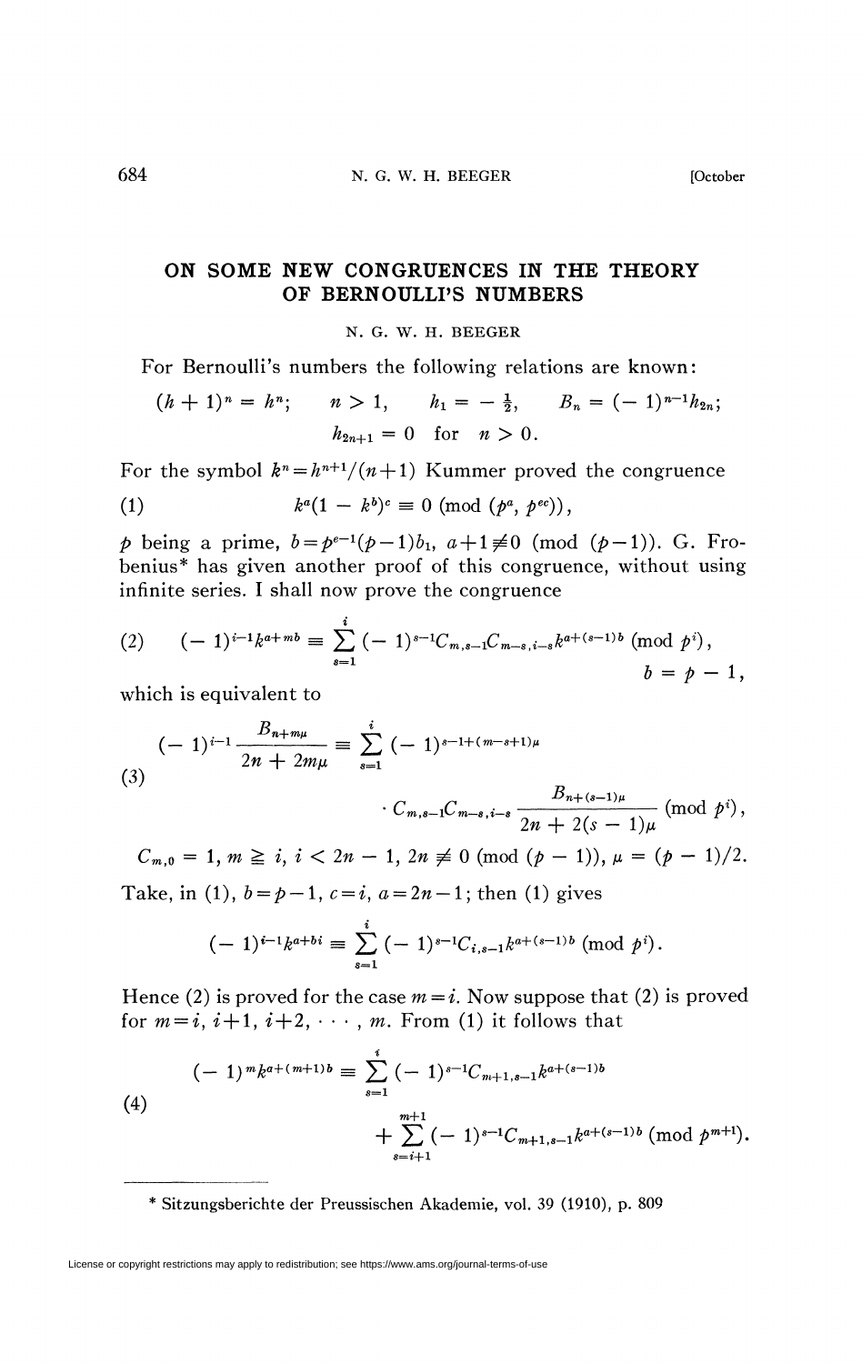# ON SOME NEW CONGRUENCES IN THE THEORY OF BERNOULLI'S NUMBERS

N. G. W. H. BEEGER

For Bernoulli's numbers the following relations are known:

$$(h+1)^n = h^n; \qquad n > 1, \qquad h_1 = -\tfrac{1}{2}, \qquad B_n = (-1)^{n-1} h_{2n};$$
$$h_{2n+1} = 0 \quad \text{for} \quad n > 0.$$

For the symbol $k^n = h^{n+1}/(n+1)$ Kummer proved the congruence

$$(1) \qquad k^a (1 - k^b)^c \equiv 0 \pmod{(p^a, p^{ec})},$$

$p$ being a prime, $b = p^{e-1}(p-1)b_1$, $a + 1 \not\equiv 0 \pmod{(p-1)}$. G. Frobenius* has given another proof of this congruence, without using infinite series. I shall now prove the congruence

$$(2) \qquad (-1)^{i-1} k^{a+mb} \equiv \sum_{s=1}^{i} (-1)^{s-1} C_{m,s-1} C_{m-s,i-s} k^{a+(s-1)b} \pmod{p^i}, \qquad b = p - 1,$$

which is equivalent to

$$(3) \qquad (-1)^{i-1} \frac{B_{n+m\mu}}{2n + 2m\mu} \equiv \sum_{s=1}^{i} (-1)^{s-1+(m-s+1)\mu} \cdot C_{m,s-1} C_{m-s,i-s} \frac{B_{n+(s-1)\mu}}{2n + 2(s-1)\mu} \pmod{p^i},$$

$C_{m,0} = 1$, $m \geqq i$, $i < 2n - 1$, $2n \not\equiv 0 \pmod{(p-1)}$, $\mu = (p-1)/2$. Take, in (1), $b = p - 1$, $c = i$, $a = 2n - 1$; then (1) gives

$$(-1)^{i-1} k^{a+bi} \equiv \sum_{s=1}^{i} (-1)^{s-1} C_{i,s-1} k^{a+(s-1)b} \pmod{p^i}.$$

Hence (2) is proved for the case $m = i$. Now suppose that (2) is proved for $m = i, i+1, i+2, \cdots, m$. From (1) it follows that

$$(4) \qquad (-1)^m k^{a+(m+1)b} \equiv \sum_{s=1}^{i} (-1)^{s-1} C_{m+1,s-1} k^{a+(s-1)b} + \sum_{s=i+1}^{m+1} (-1)^{s-1} C_{m+1,s-1} k^{a+(s-1)b} \pmod{p^{m+1}}.$$

---

* Sitzungsberichte der Preussischen Akademie, vol. 39 (1910), p. 809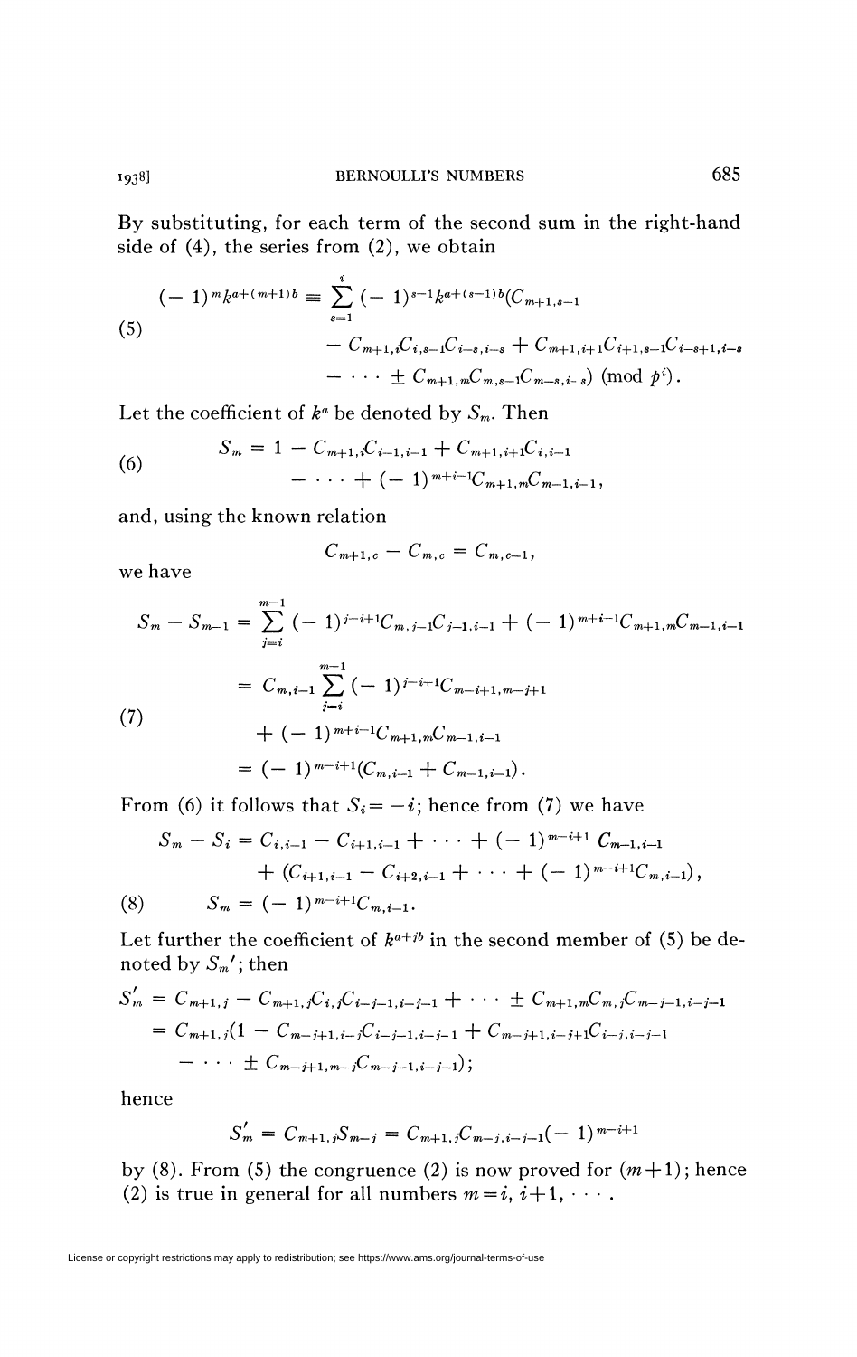By substituting, for each term of the second sum in the right-hand side of (4), the series from (2), we obtain

$$
\begin{aligned}
(-1)^m k^{a+(m+1)b} \equiv \sum_{s=1}^{i} (-1)^{s-1} k^{a+(s-1)b} (C_{m+1,s-1} \\
- C_{m+1,i} C_{i,s-1} C_{i-s,i-s} + C_{m+1,i+1} C_{i+1,s-1} C_{i-s+1,i-s} \\
- \cdots \pm C_{m+1,m} C_{m,s-1} C_{m-s,i-s}) \pmod{p^i}.
\end{aligned} \tag{5}
$$

Let the coefficient of $k^a$ be denoted by $S_m$. Then

$$
\begin{aligned}
S_m = 1 - C_{m+1,i} C_{i-1,i-1} + C_{m+1,i+1} C_{i,i-1} \\
- \cdots + (-1)^{m+i-1} C_{m+1,m} C_{m-1,i-1},
\end{aligned} \tag{6}
$$

and, using the known relation

$$
C_{m+1,c} - C_{m,c} = C_{m,c-1},
$$

we have

$$
\begin{aligned}
S_m - S_{m-1} &= \sum_{j=i}^{m-1} (-1)^{j-i+1} C_{m,j-1} C_{j-1,i-1} + (-1)^{m+i-1} C_{m+1,m} C_{m-1,i-1} \\
&= C_{m,i-1} \sum_{j=i}^{m-1} (-1)^{j-i+1} C_{m-i+1,m-j+1} \\
&\quad + (-1)^{m+i-1} C_{m+1,m} C_{m-1,i-1} \\
&= (-1)^{m-i+1} (C_{m,i-1} + C_{m-1,i-1}).
\end{aligned} \tag{7}
$$

From (6) it follows that $S_i = -i$; hence from (7) we have

$$
\begin{aligned}
S_m - S_i = C_{i,i-1} - C_{i+1,i-1} + \cdots + (-1)^{m-i+1} C_{m-1,i-1} \\
+ (C_{i+1,i-1} - C_{i+2,i-1} + \cdots + (-1)^{m-i+1} C_{m,i-1}),
\end{aligned}
$$

$$
S_m = (-1)^{m-i+1} C_{m,i-1}. \tag{8}
$$

Let further the coefficient of $k^{a+jb}$ in the second member of (5) be denoted by $S_m'$; then

$$
\begin{aligned}
S_m' &= C_{m+1,j} - C_{m+1,j} C_{i,j} C_{i-j-1,i-j-1} + \cdots \pm C_{m+1,m} C_{m,j} C_{m-j-1,i-j-1} \\
&= C_{m+1,j} (1 - C_{m-j+1,i-j} C_{i-j-1,i-j-1} + C_{m-j+1,i-j+1} C_{i-j,i-j-1} \\
&\quad - \cdots \pm C_{m-j+1,m-j} C_{m-j-1,i-j-1});
\end{aligned}
$$

hence

$$
S_m' = C_{m+1,j} S_{m-j} = C_{m+1,j} C_{m-j,i-j-1} (-1)^{m-i+1}
$$

by (8). From (5) the congruence (2) is now proved for $(m+1)$; hence (2) is true in general for all numbers $m = i, i+1, \cdots$.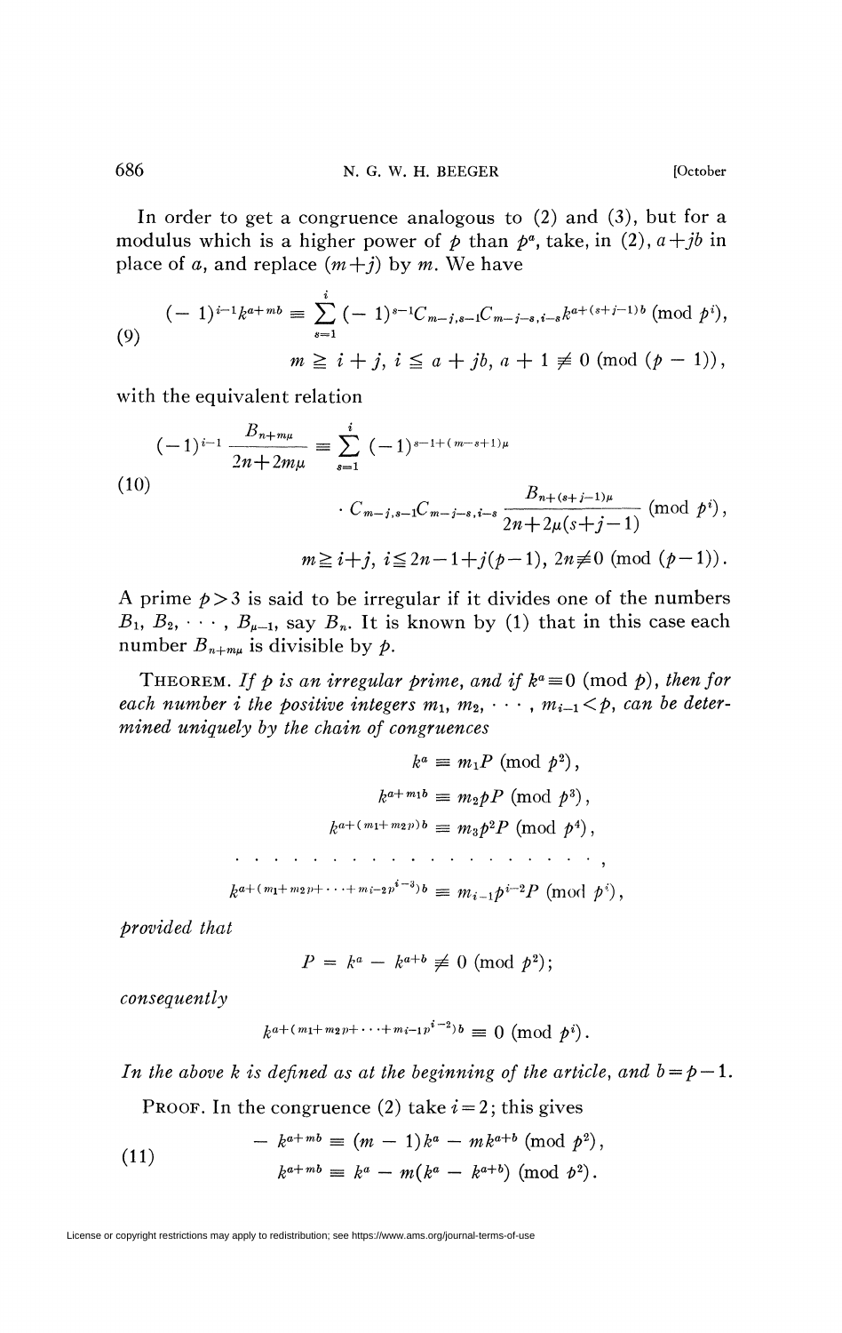In order to get a congruence analogous to (2) and (3), but for a modulus which is a higher power of $p$ than $p^a$, take, in (2), $a+jb$ in place of $a$, and replace $(m+j)$ by $m$. We have

$$
(9) \qquad \begin{aligned}
(-1)^{i-1}k^{a+mb} &\equiv \sum_{s=1}^{i}(-1)^{s-1}C_{m-j,s-1}C_{m-j-s,i-s}k^{a+(s+j-1)b} \pmod{p^i}, \\
& m \geqq i+j,\ i \leqq a+jb,\ a+1 \not\equiv 0 \pmod{(p-1)},
\end{aligned}
$$

with the equivalent relation

$$
(10) \qquad \begin{aligned}
(-1)^{i-1}\frac{B_{n+m\mu}}{2n+2m\mu} &\equiv \sum_{s=1}^{i}(-1)^{s-1+(m-s+1)\mu} \\
&\cdot C_{m-j,s-1}C_{m-j-s,i-s}\frac{B_{n+(s+j-1)\mu}}{2n+2\mu(s+j-1)} \pmod{p^i}, \\
& m \geqq i+j,\ i \leqq 2n-1+j(p-1),\ 2n \not\equiv 0 \pmod{(p-1)}.
\end{aligned}
$$

A prime $p>3$ is said to be irregular if it divides one of the numbers $B_1, B_2, \cdots, B_{\mu-1}$, say $B_n$. It is known by (1) that in this case each number $B_{n+m\mu}$ is divisible by $p$.

THEOREM. *If $p$ is an irregular prime, and if $k^a \equiv 0 \pmod{p}$, then for each number $i$ the positive integers $m_1, m_2, \cdots, m_{i-1} < p$, can be determined uniquely by the chain of congruences*

$$
\begin{aligned}
k^a &\equiv m_1 P \pmod{p^2}, \\
k^{a+m_1 b} &\equiv m_2 p P \pmod{p^3}, \\
k^{a+(m_1+m_2 p)b} &\equiv m_3 p^2 P \pmod{p^4}, \\
&\cdots\cdots\cdots\cdots\cdots\cdots, \\
k^{a+(m_1+m_2 p+\cdots+m_{i-2}p^{i-3})b} &\equiv m_{i-1}p^{i-2}P \pmod{p^i},
\end{aligned}
$$

*provided that*

$$
P = k^a - k^{a+b} \not\equiv 0 \pmod{p^2};
$$

*consequently*

$$
k^{a+(m_1+m_2 p+\cdots+m_{i-1}p^{i-2})b} \equiv 0 \pmod{p^i}.
$$

*In the above $k$ is defined as at the beginning of the article, and $b=p-1$.*

PROOF. In the congruence (2) take $i=2$; this gives

$$
(11) \qquad \begin{aligned}
-k^{a+mb} &\equiv (m-1)k^a - mk^{a+b} \pmod{p^2}, \\
k^{a+mb} &\equiv k^a - m(k^a - k^{a+b}) \pmod{p^2}.
\end{aligned}
$$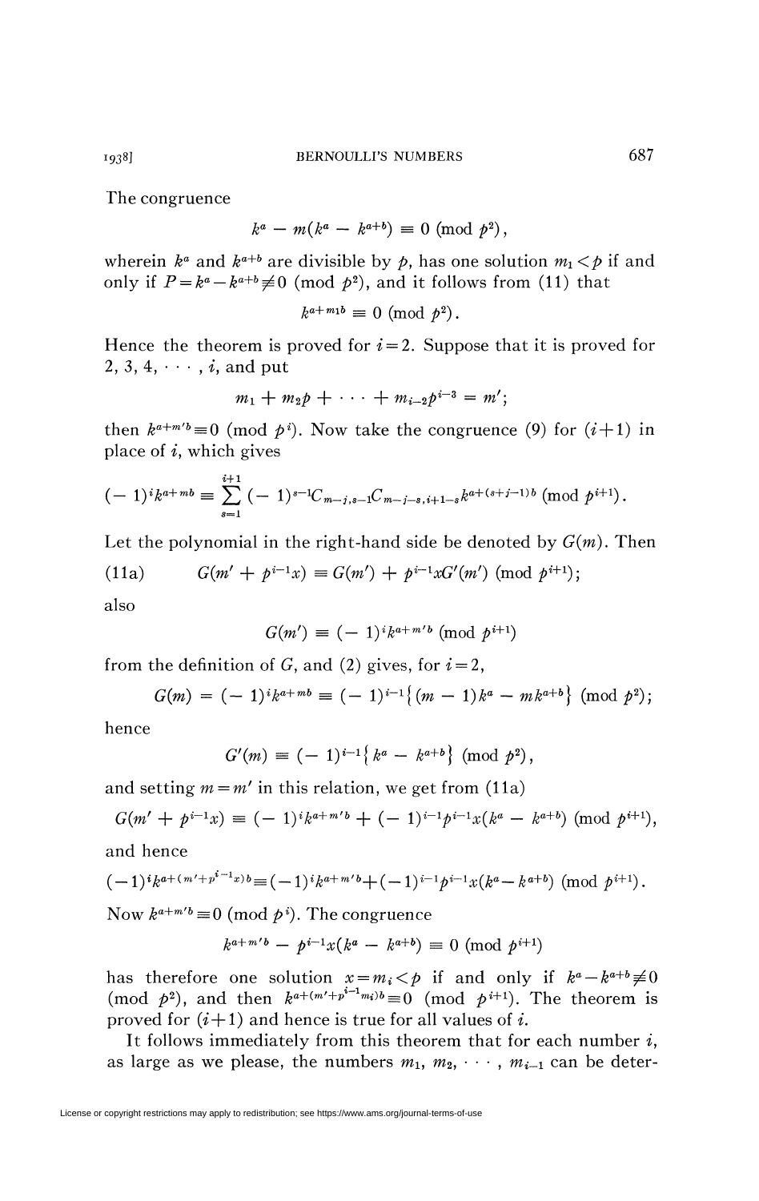The congruence

$$k^a - m(k^a - k^{a+b}) \equiv 0 \pmod{p^2},$$

wherein $k^a$ and $k^{a+b}$ are divisible by $p$, has one solution $m_1 < p$ if and only if $P = k^a - k^{a+b} \not\equiv 0 \pmod{p^2}$, and it follows from (11) that

$$k^{a+m_1 b} \equiv 0 \pmod{p^2}.$$

Hence the theorem is proved for $i=2$. Suppose that it is proved for $2, 3, 4, \cdots, i$, and put

$$m_1 + m_2 p + \cdots + m_{i-2}p^{i-3} = m';$$

then $k^{a+m'b} \equiv 0 \pmod{p^i}$. Now take the congruence (9) for $(i+1)$ in place of $i$, which gives

$$(-1)^i k^{a+mb} \equiv \sum_{s=1}^{i+1} (-1)^{s-1} C_{m-j,s-1} C_{m-j-s,i+1-s} k^{a+(s+j-1)b} \pmod{p^{i+1}}.$$

Let the polynomial in the right-hand side be denoted by $G(m)$. Then

$$G(m' + p^{i-1}x) \equiv G(m') + p^{i-1}xG'(m') \pmod{p^{i+1}}; \tag{11a}$$

also

$$G(m') \equiv (-1)^i k^{a+m'b} \pmod{p^{i+1}}$$

from the definition of $G$, and (2) gives, for $i=2$,

$$G(m) = (-1)^i k^{a+mb} \equiv (-1)^{i-1}\{(m-1)k^a - mk^{a+b}\} \pmod{p^2};$$

hence

$$G'(m) \equiv (-1)^{i-1}\{k^a - k^{a+b}\} \pmod{p^2},$$

and setting $m = m'$ in this relation, we get from (11a)

$$G(m' + p^{i-1}x) \equiv (-1)^i k^{a+m'b} + (-1)^{i-1}p^{i-1}x(k^a - k^{a+b}) \pmod{p^{i+1}},$$

and hence

$$(-1)^i k^{a+(m'+p^{i-1}x)b} \equiv (-1)^i k^{a+m'b} + (-1)^{i-1}p^{i-1}x(k^a - k^{a+b}) \pmod{p^{i+1}}.$$

Now $k^{a+m'b} \equiv 0 \pmod{p^i}$. The congruence

$$k^{a+m'b} - p^{i-1}x(k^a - k^{a+b}) \equiv 0 \pmod{p^{i+1}}$$

has therefore one solution $x = m_i < p$ if and only if $k^a - k^{a+b} \not\equiv 0 \pmod{p^2}$, and then $k^{a+(m'+p^{i-1}m_i)b} \equiv 0 \pmod{p^{i+1}}$. The theorem is proved for $(i+1)$ and hence is true for all values of $i$.

It follows immediately from this theorem that for each number $i$, as large as we please, the numbers $m_1, m_2, \cdots, m_{i-1}$ can be deter-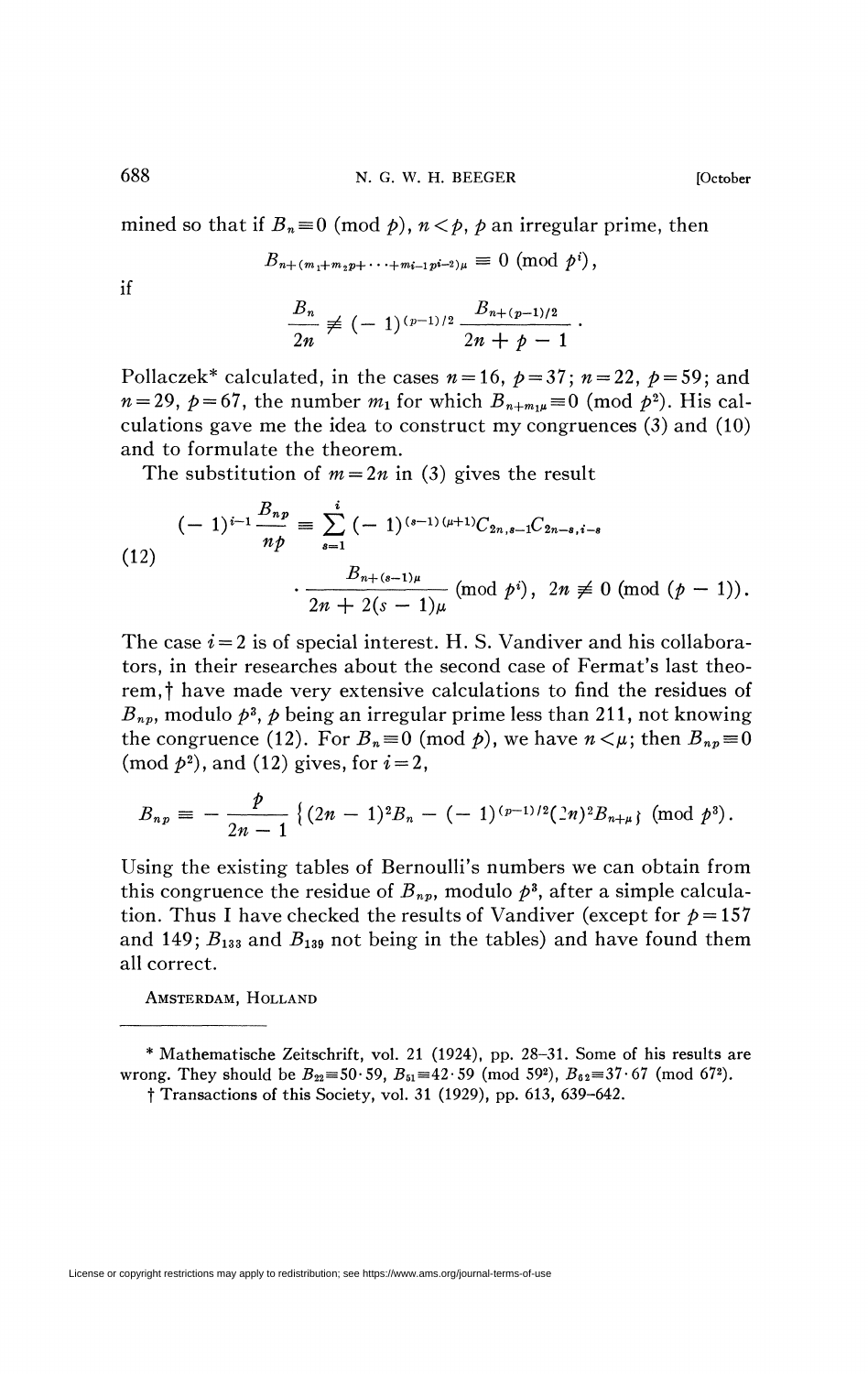mined so that if $B_n \equiv 0 \pmod{p}$, $n < p$, $p$ an irregular prime, then

$$B_{n+(m_1+m_2p+\cdots+m_{i-1}p^{i-2})\mu} \equiv 0 \pmod{p^i},$$

if

$$\frac{B_n}{2n} \not\equiv (-1)^{(p-1)/2} \frac{B_{n+(p-1)/2}}{2n+p-1}.$$

Pollaczek* calculated, in the cases $n=16$, $p=37$; $n=22$, $p=59$; and $n=29$, $p=67$, the number $m_1$ for which $B_{n+m_1\mu} \equiv 0 \pmod{p^2}$. His calculations gave me the idea to construct my congruences (3) and (10) and to formulate the theorem.

The substitution of $m=2n$ in (3) gives the result

$$(12)\qquad (-1)^{i-1}\frac{B_{np}}{np} \equiv \sum_{s=1}^{i} (-1)^{(s-1)(\mu+1)} C_{2n,s-1} C_{2n-s,i-s} \cdot \frac{B_{n+(s-1)\mu}}{2n+2(s-1)\mu} \pmod{p^i},\quad 2n \not\equiv 0 \pmod{(p-1)}.$$

The case $i=2$ is of special interest. H. S. Vandiver and his collaborators, in their researches about the second case of Fermat's last theorem,† have made very extensive calculations to find the residues of $B_{np}$, modulo $p^3$, $p$ being an irregular prime less than 211, not knowing the congruence (12). For $B_n \equiv 0 \pmod{p}$, we have $n < \mu$; then $B_{np} \equiv 0 \pmod{p^2}$, and (12) gives, for $i=2$,

$$B_{np} \equiv -\frac{p}{2n-1}\left\{(2n-1)^2 B_n - (-1)^{(p-1)/2}(2n)^2 B_{n+\mu}\right\} \pmod{p^3}.$$

Using the existing tables of Bernoulli's numbers we can obtain from this congruence the residue of $B_{np}$, modulo $p^3$, after a simple calculation. Thus I have checked the results of Vandiver (except for $p=157$ and 149; $B_{133}$ and $B_{139}$ not being in the tables) and have found them all correct.

Amsterdam, Holland

---

* Mathematische Zeitschrift, vol. 21 (1924), pp. 28–31. Some of his results are wrong. They should be $B_{22} \equiv 50 \cdot 59$, $B_{51} \equiv 42 \cdot 59 \pmod{59^2}$, $B_{62} \equiv 37 \cdot 67 \pmod{67^2}$.

† Transactions of this Society, vol. 31 (1929), pp. 613, 639–642.